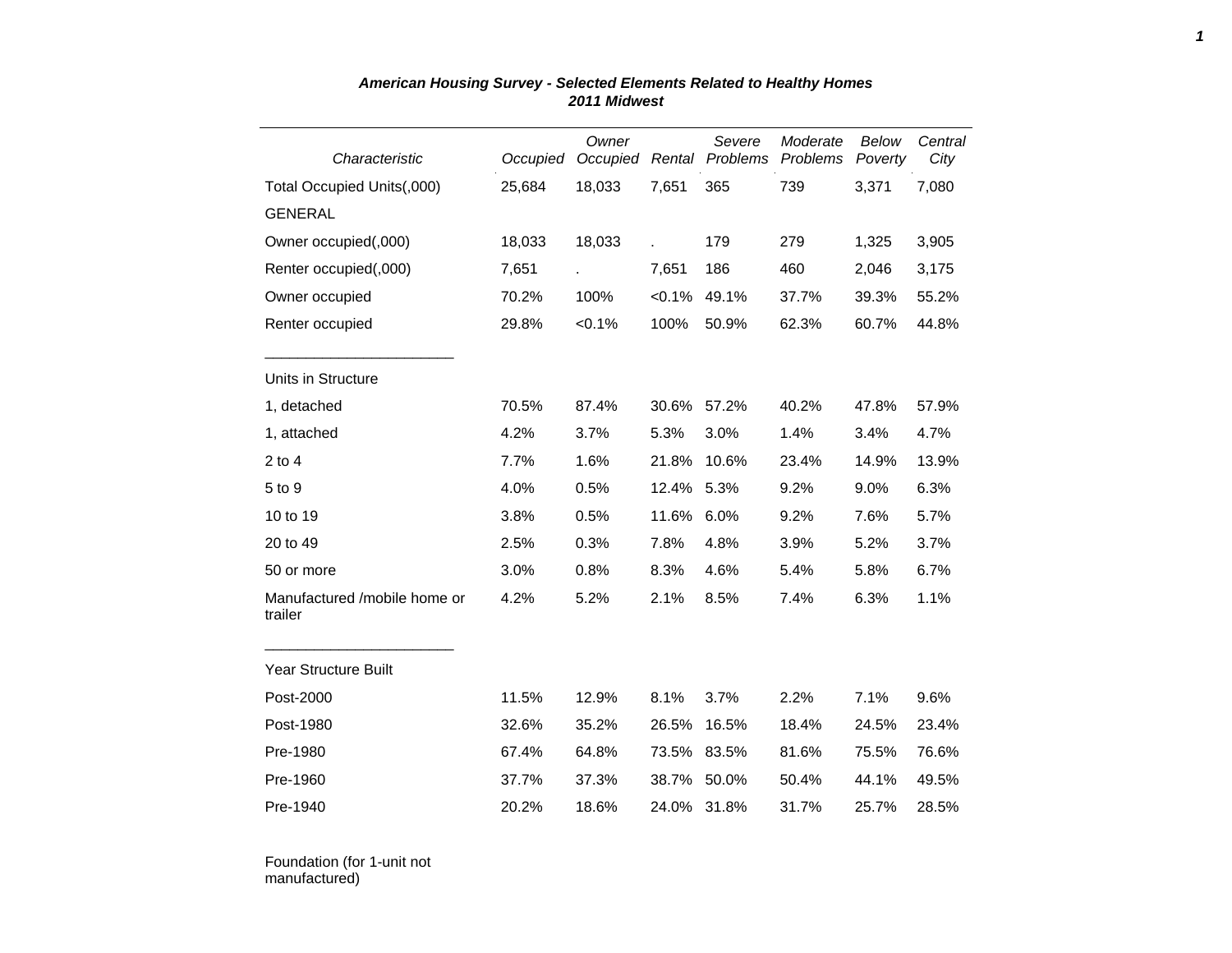***American Housing Survey - Selected Elements Related to Healthy Homes***
***2011 Midwest***

| *Characteristic* | *Occupied* | *Owner Occupied* | *Rental* | *Severe Problems* | *Moderate Problems* | *Below Poverty* | *Central City* |
|---|---|---|---|---|---|---|---|
| Total Occupied Units(,000) | 25,684 | 18,033 | 7,651 | 365 | 739 | 3,371 | 7,080 |
| GENERAL | | | | | | | |
| Owner occupied(,000) | 18,033 | 18,033 | . | 179 | 279 | 1,325 | 3,905 |
| Renter occupied(,000) | 7,651 | . | 7,651 | 186 | 460 | 2,046 | 3,175 |
| Owner occupied | 70.2% | 100% | <0.1% | 49.1% | 37.7% | 39.3% | 55.2% |
| Renter occupied | 29.8% | <0.1% | 100% | 50.9% | 62.3% | 60.7% | 44.8% |
| Units in Structure | | | | | | | |
| 1, detached | 70.5% | 87.4% | 30.6% | 57.2% | 40.2% | 47.8% | 57.9% |
| 1, attached | 4.2% | 3.7% | 5.3% | 3.0% | 1.4% | 3.4% | 4.7% |
| 2 to 4 | 7.7% | 1.6% | 21.8% | 10.6% | 23.4% | 14.9% | 13.9% |
| 5 to 9 | 4.0% | 0.5% | 12.4% | 5.3% | 9.2% | 9.0% | 6.3% |
| 10 to 19 | 3.8% | 0.5% | 11.6% | 6.0% | 9.2% | 7.6% | 5.7% |
| 20 to 49 | 2.5% | 0.3% | 7.8% | 4.8% | 3.9% | 5.2% | 3.7% |
| 50 or more | 3.0% | 0.8% | 8.3% | 4.6% | 5.4% | 5.8% | 6.7% |
| Manufactured /mobile home or trailer | 4.2% | 5.2% | 2.1% | 8.5% | 7.4% | 6.3% | 1.1% |
| Year Structure Built | | | | | | | |
| Post-2000 | 11.5% | 12.9% | 8.1% | 3.7% | 2.2% | 7.1% | 9.6% |
| Post-1980 | 32.6% | 35.2% | 26.5% | 16.5% | 18.4% | 24.5% | 23.4% |
| Pre-1980 | 67.4% | 64.8% | 73.5% | 83.5% | 81.6% | 75.5% | 76.6% |
| Pre-1960 | 37.7% | 37.3% | 38.7% | 50.0% | 50.4% | 44.1% | 49.5% |
| Pre-1940 | 20.2% | 18.6% | 24.0% | 31.8% | 31.7% | 25.7% | 28.5% |
| Foundation (for 1-unit not manufactured) | | | | | | | |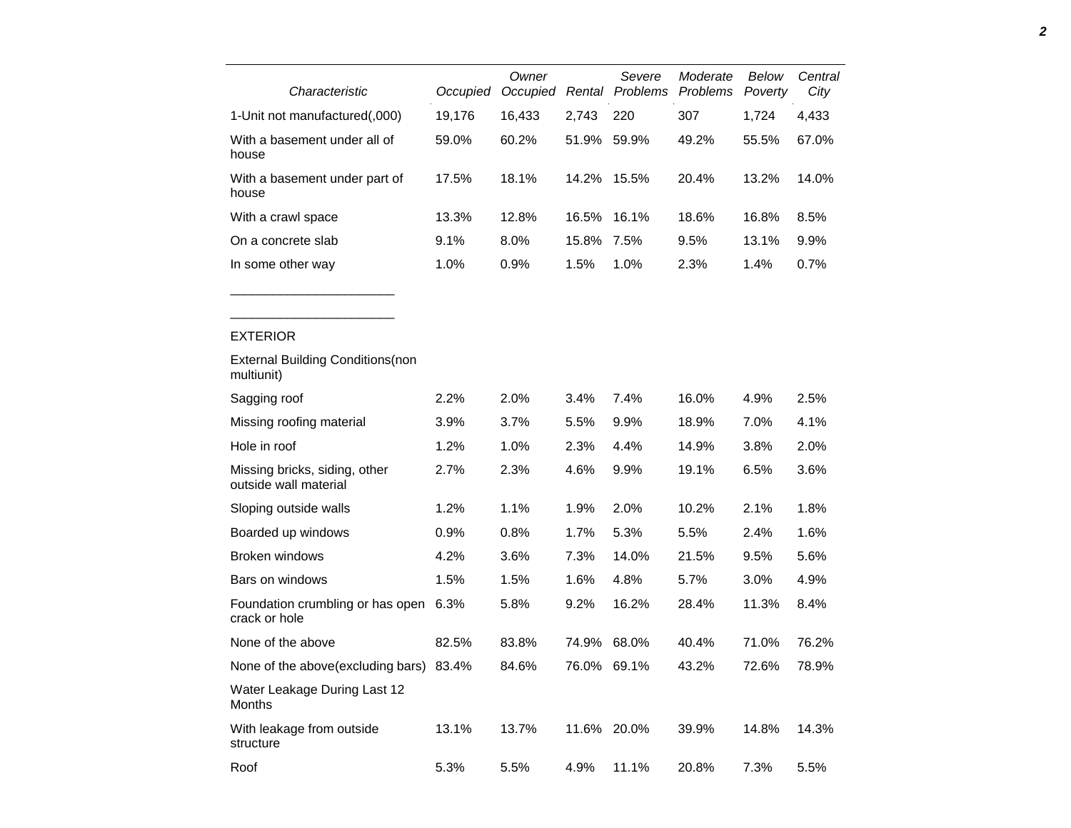| Characteristic | Occupied | Owner Occupied | Rental | Severe Problems | Moderate Problems | Below Poverty | Central City |
|---|---|---|---|---|---|---|---|
| 1-Unit not manufactured(,000) | 19,176 | 16,433 | 2,743 | 220 | 307 | 1,724 | 4,433 |
| With a basement under all of house | 59.0% | 60.2% | 51.9% | 59.9% | 49.2% | 55.5% | 67.0% |
| With a basement under part of house | 17.5% | 18.1% | 14.2% | 15.5% | 20.4% | 13.2% | 14.0% |
| With a crawl space | 13.3% | 12.8% | 16.5% | 16.1% | 18.6% | 16.8% | 8.5% |
| On a concrete slab | 9.1% | 8.0% | 15.8% | 7.5% | 9.5% | 13.1% | 9.9% |
| In some other way | 1.0% | 0.9% | 1.5% | 1.0% | 2.3% | 1.4% | 0.7% |
| _______________________ | | | | | | | |
| _______________________ | | | | | | | |
| EXTERIOR | | | | | | | |
| External Building Conditions(non multiunit) | | | | | | | |
| Sagging roof | 2.2% | 2.0% | 3.4% | 7.4% | 16.0% | 4.9% | 2.5% |
| Missing roofing material | 3.9% | 3.7% | 5.5% | 9.9% | 18.9% | 7.0% | 4.1% |
| Hole in roof | 1.2% | 1.0% | 2.3% | 4.4% | 14.9% | 3.8% | 2.0% |
| Missing bricks, siding, other outside wall material | 2.7% | 2.3% | 4.6% | 9.9% | 19.1% | 6.5% | 3.6% |
| Sloping outside walls | 1.2% | 1.1% | 1.9% | 2.0% | 10.2% | 2.1% | 1.8% |
| Boarded up windows | 0.9% | 0.8% | 1.7% | 5.3% | 5.5% | 2.4% | 1.6% |
| Broken windows | 4.2% | 3.6% | 7.3% | 14.0% | 21.5% | 9.5% | 5.6% |
| Bars on windows | 1.5% | 1.5% | 1.6% | 4.8% | 5.7% | 3.0% | 4.9% |
| Foundation crumbling or has open crack or hole | 6.3% | 5.8% | 9.2% | 16.2% | 28.4% | 11.3% | 8.4% |
| None of the above | 82.5% | 83.8% | 74.9% | 68.0% | 40.4% | 71.0% | 76.2% |
| None of the above(excluding bars) | 83.4% | 84.6% | 76.0% | 69.1% | 43.2% | 72.6% | 78.9% |
| Water Leakage During Last 12 Months | | | | | | | |
| With leakage from outside structure | 13.1% | 13.7% | 11.6% | 20.0% | 39.9% | 14.8% | 14.3% |
| Roof | 5.3% | 5.5% | 4.9% | 11.1% | 20.8% | 7.3% | 5.5% |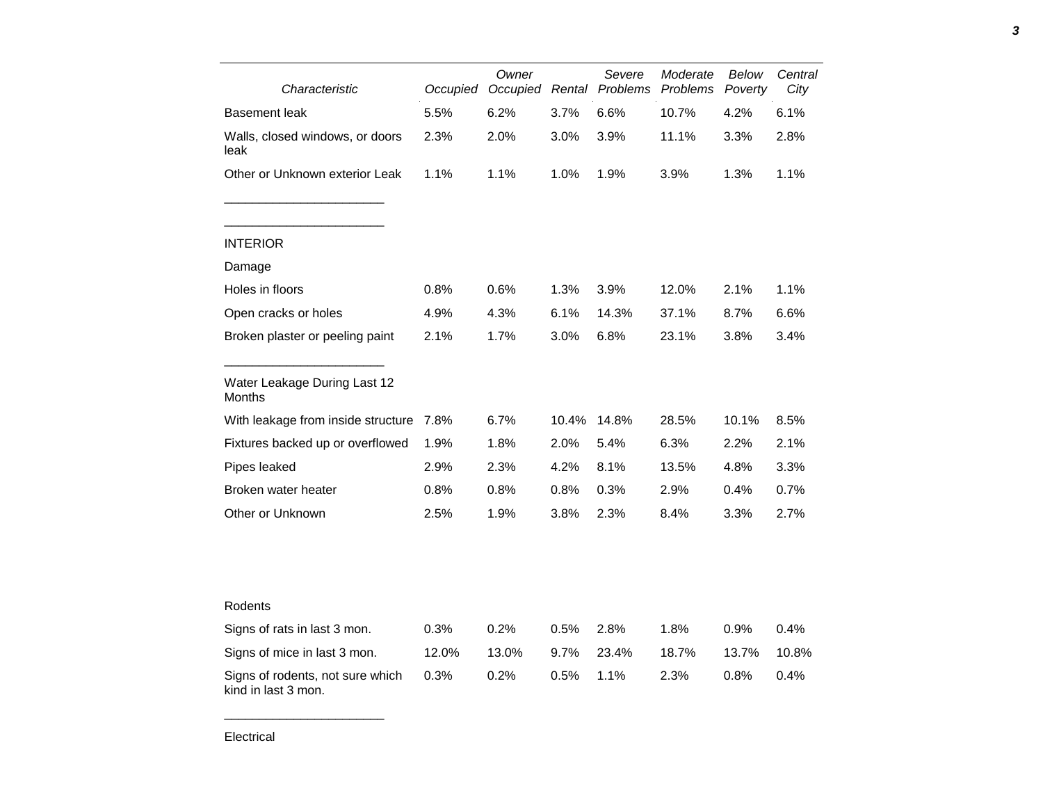| Characteristic | Occupied | Owner Occupied | Rental | Severe Problems | Moderate Problems | Below Poverty | Central City |
|---|---|---|---|---|---|---|---|
| Basement leak | 5.5% | 6.2% | 3.7% | 6.6% | 10.7% | 4.2% | 6.1% |
| Walls, closed windows, or doors leak | 2.3% | 2.0% | 3.0% | 3.9% | 11.1% | 3.3% | 2.8% |
| Other or Unknown exterior Leak | 1.1% | 1.1% | 1.0% | 1.9% | 3.9% | 1.3% | 1.1% |
| INTERIOR | | | | | | | |
| Damage | | | | | | | |
| Holes in floors | 0.8% | 0.6% | 1.3% | 3.9% | 12.0% | 2.1% | 1.1% |
| Open cracks or holes | 4.9% | 4.3% | 6.1% | 14.3% | 37.1% | 8.7% | 6.6% |
| Broken plaster or peeling paint | 2.1% | 1.7% | 3.0% | 6.8% | 23.1% | 3.8% | 3.4% |
| Water Leakage During Last 12 Months | | | | | | | |
| With leakage from inside structure | 7.8% | 6.7% | 10.4% | 14.8% | 28.5% | 10.1% | 8.5% |
| Fixtures backed up or overflowed | 1.9% | 1.8% | 2.0% | 5.4% | 6.3% | 2.2% | 2.1% |
| Pipes leaked | 2.9% | 2.3% | 4.2% | 8.1% | 13.5% | 4.8% | 3.3% |
| Broken water heater | 0.8% | 0.8% | 0.8% | 0.3% | 2.9% | 0.4% | 0.7% |
| Other or Unknown | 2.5% | 1.9% | 3.8% | 2.3% | 8.4% | 3.3% | 2.7% |
| Rodents | | | | | | | |
| Signs of rats in last 3 mon. | 0.3% | 0.2% | 0.5% | 2.8% | 1.8% | 0.9% | 0.4% |
| Signs of mice in last 3 mon. | 12.0% | 13.0% | 9.7% | 23.4% | 18.7% | 13.7% | 10.8% |
| Signs of rodents, not sure which kind in last 3 mon. | 0.3% | 0.2% | 0.5% | 1.1% | 2.3% | 0.8% | 0.4% |
| Electrical | | | | | | | |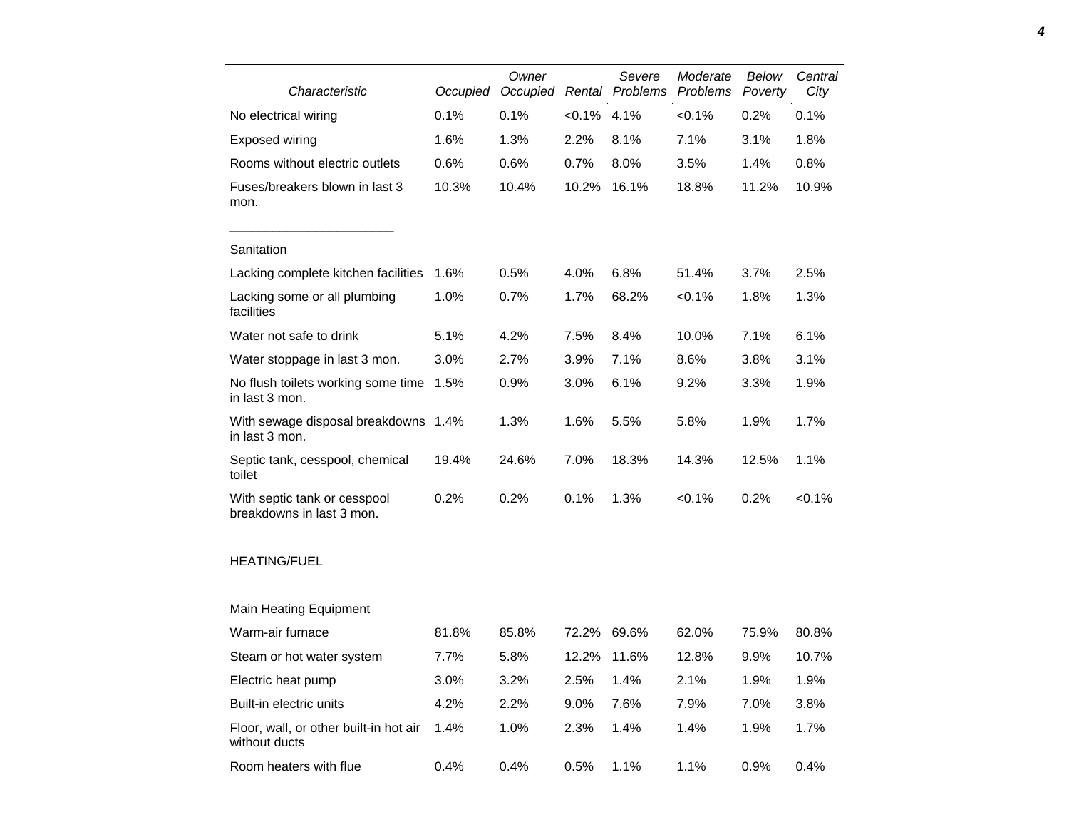| Characteristic | Occupied | Owner Occupied | Rental | Severe Problems | Moderate Problems | Below Poverty | Central City |
|---|---|---|---|---|---|---|---|
| No electrical wiring | 0.1% | 0.1% | <0.1% | 4.1% | <0.1% | 0.2% | 0.1% |
| Exposed wiring | 1.6% | 1.3% | 2.2% | 8.1% | 7.1% | 3.1% | 1.8% |
| Rooms without electric outlets | 0.6% | 0.6% | 0.7% | 8.0% | 3.5% | 1.4% | 0.8% |
| Fuses/breakers blown in last 3 mon. | 10.3% | 10.4% | 10.2% | 16.1% | 18.8% | 11.2% | 10.9% |
| Sanitation | | | | | | | |
| Lacking complete kitchen facilities | 1.6% | 0.5% | 4.0% | 6.8% | 51.4% | 3.7% | 2.5% |
| Lacking some or all plumbing facilities | 1.0% | 0.7% | 1.7% | 68.2% | <0.1% | 1.8% | 1.3% |
| Water not safe to drink | 5.1% | 4.2% | 7.5% | 8.4% | 10.0% | 7.1% | 6.1% |
| Water stoppage in last 3 mon. | 3.0% | 2.7% | 3.9% | 7.1% | 8.6% | 3.8% | 3.1% |
| No flush toilets working some time in last 3 mon. | 1.5% | 0.9% | 3.0% | 6.1% | 9.2% | 3.3% | 1.9% |
| With sewage disposal breakdowns in last 3 mon. | 1.4% | 1.3% | 1.6% | 5.5% | 5.8% | 1.9% | 1.7% |
| Septic tank, cesspool, chemical toilet | 19.4% | 24.6% | 7.0% | 18.3% | 14.3% | 12.5% | 1.1% |
| With septic tank or cesspool breakdowns in last 3 mon. | 0.2% | 0.2% | 0.1% | 1.3% | <0.1% | 0.2% | <0.1% |
| HEATING/FUEL | | | | | | | |
| Main Heating Equipment | | | | | | | |
| Warm-air furnace | 81.8% | 85.8% | 72.2% | 69.6% | 62.0% | 75.9% | 80.8% |
| Steam or hot water system | 7.7% | 5.8% | 12.2% | 11.6% | 12.8% | 9.9% | 10.7% |
| Electric heat pump | 3.0% | 3.2% | 2.5% | 1.4% | 2.1% | 1.9% | 1.9% |
| Built-in electric units | 4.2% | 2.2% | 9.0% | 7.6% | 7.9% | 7.0% | 3.8% |
| Floor, wall, or other built-in hot air without ducts | 1.4% | 1.0% | 2.3% | 1.4% | 1.4% | 1.9% | 1.7% |
| Room heaters with flue | 0.4% | 0.4% | 0.5% | 1.1% | 1.1% | 0.9% | 0.4% |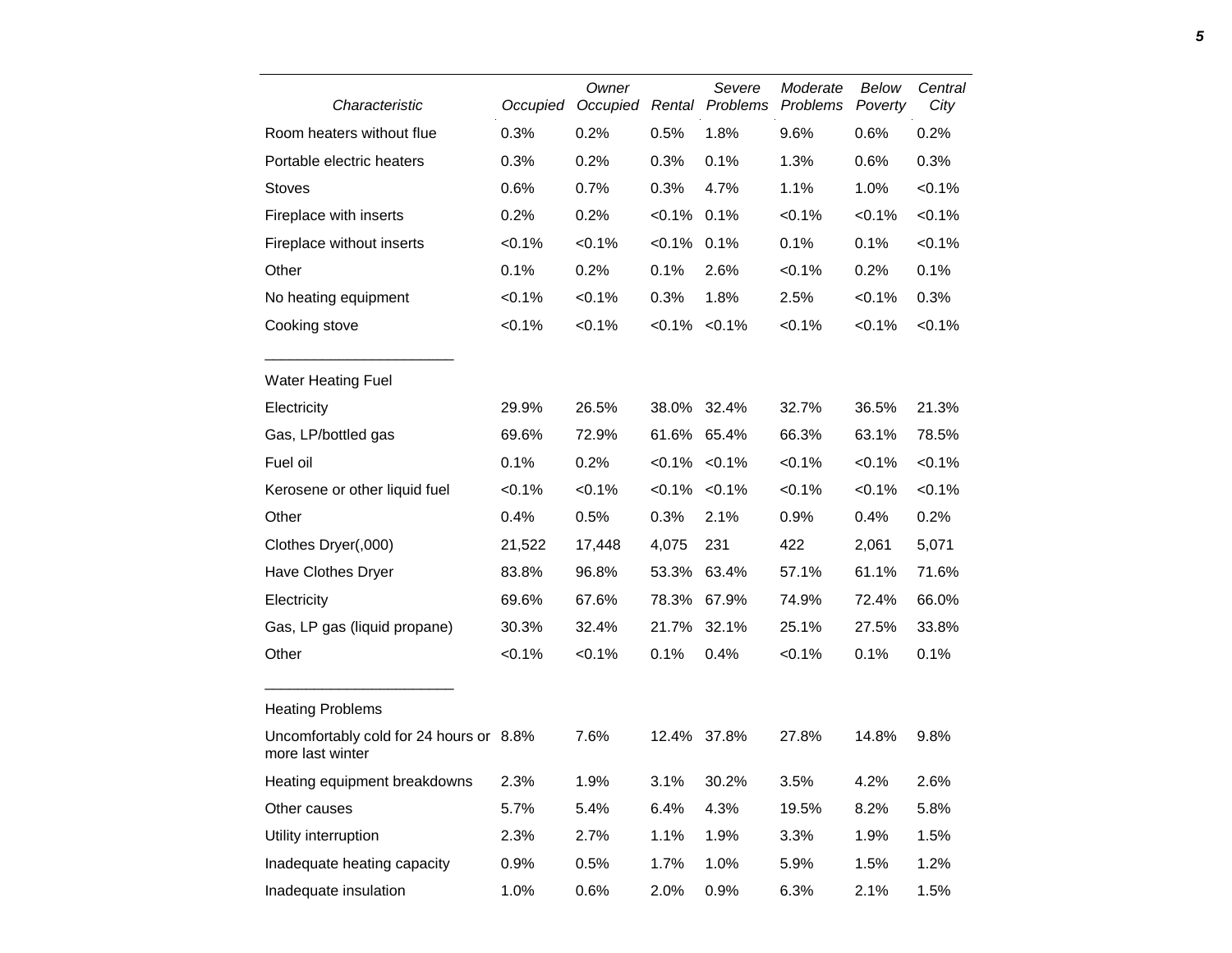| Characteristic | Occupied | Owner Occupied | Rental | Severe Problems | Moderate Problems | Below Poverty | Central City |
|---|---|---|---|---|---|---|---|
| Room heaters without flue | 0.3% | 0.2% | 0.5% | 1.8% | 9.6% | 0.6% | 0.2% |
| Portable electric heaters | 0.3% | 0.2% | 0.3% | 0.1% | 1.3% | 0.6% | 0.3% |
| Stoves | 0.6% | 0.7% | 0.3% | 4.7% | 1.1% | 1.0% | <0.1% |
| Fireplace with inserts | 0.2% | 0.2% | <0.1% | 0.1% | <0.1% | <0.1% | <0.1% |
| Fireplace without inserts | <0.1% | <0.1% | <0.1% | 0.1% | 0.1% | 0.1% | <0.1% |
| Other | 0.1% | 0.2% | 0.1% | 2.6% | <0.1% | 0.2% | 0.1% |
| No heating equipment | <0.1% | <0.1% | 0.3% | 1.8% | 2.5% | <0.1% | 0.3% |
| Cooking stove | <0.1% | <0.1% | <0.1% | <0.1% | <0.1% | <0.1% | <0.1% |
| Water Heating Fuel | | | | | | | |
| Electricity | 29.9% | 26.5% | 38.0% | 32.4% | 32.7% | 36.5% | 21.3% |
| Gas, LP/bottled gas | 69.6% | 72.9% | 61.6% | 65.4% | 66.3% | 63.1% | 78.5% |
| Fuel oil | 0.1% | 0.2% | <0.1% | <0.1% | <0.1% | <0.1% | <0.1% |
| Kerosene or other liquid fuel | <0.1% | <0.1% | <0.1% | <0.1% | <0.1% | <0.1% | <0.1% |
| Other | 0.4% | 0.5% | 0.3% | 2.1% | 0.9% | 0.4% | 0.2% |
| Clothes Dryer(,000) | 21,522 | 17,448 | 4,075 | 231 | 422 | 2,061 | 5,071 |
| Have Clothes Dryer | 83.8% | 96.8% | 53.3% | 63.4% | 57.1% | 61.1% | 71.6% |
| Electricity | 69.6% | 67.6% | 78.3% | 67.9% | 74.9% | 72.4% | 66.0% |
| Gas, LP gas (liquid propane) | 30.3% | 32.4% | 21.7% | 32.1% | 25.1% | 27.5% | 33.8% |
| Other | <0.1% | <0.1% | 0.1% | 0.4% | <0.1% | 0.1% | 0.1% |
| Heating Problems | | | | | | | |
| Uncomfortably cold for 24 hours or more last winter | 8.8% | 7.6% | 12.4% | 37.8% | 27.8% | 14.8% | 9.8% |
| Heating equipment breakdowns | 2.3% | 1.9% | 3.1% | 30.2% | 3.5% | 4.2% | 2.6% |
| Other causes | 5.7% | 5.4% | 6.4% | 4.3% | 19.5% | 8.2% | 5.8% |
| Utility interruption | 2.3% | 2.7% | 1.1% | 1.9% | 3.3% | 1.9% | 1.5% |
| Inadequate heating capacity | 0.9% | 0.5% | 1.7% | 1.0% | 5.9% | 1.5% | 1.2% |
| Inadequate insulation | 1.0% | 0.6% | 2.0% | 0.9% | 6.3% | 2.1% | 1.5% |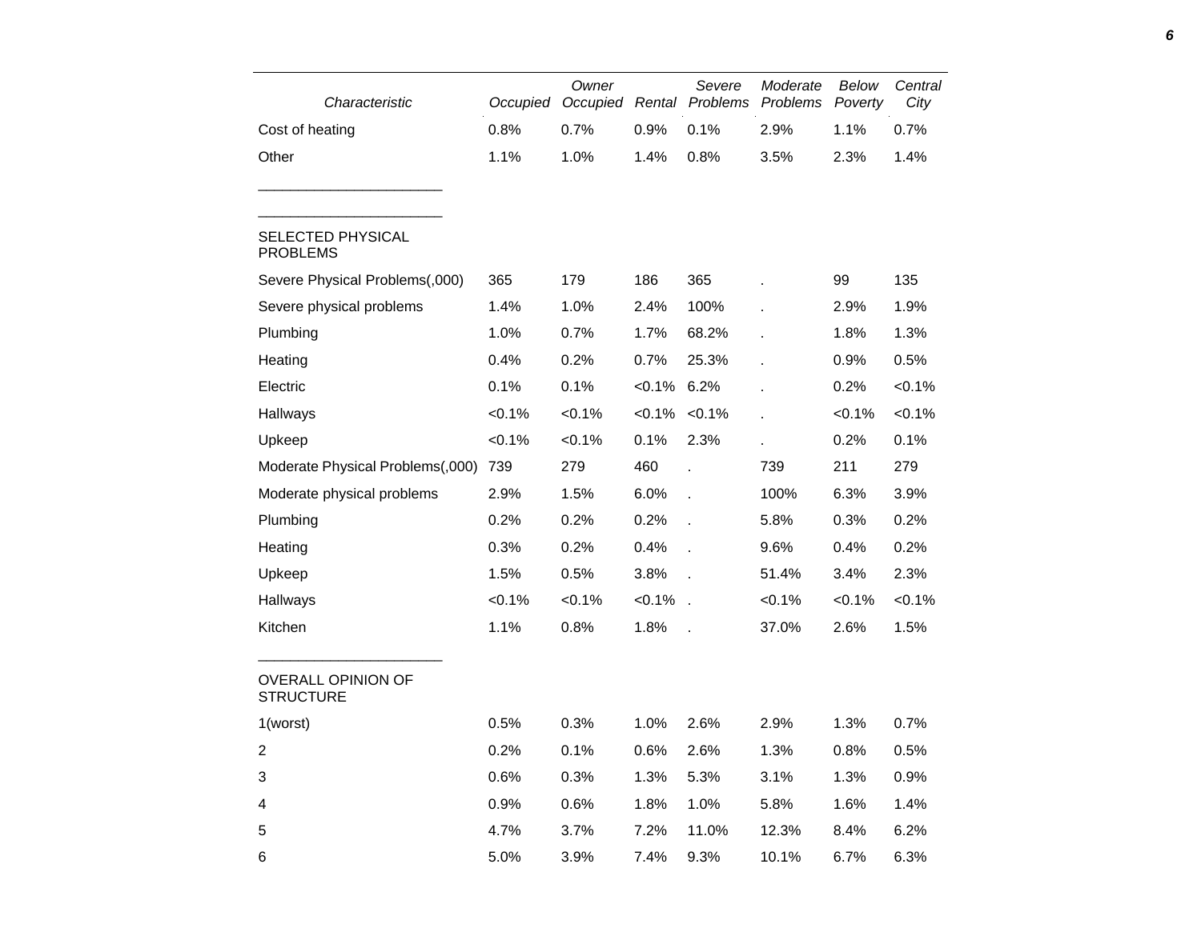| Characteristic | Occupied | Owner Occupied | Rental | Severe Problems | Moderate Problems | Below Poverty | Central City |
|---|---|---|---|---|---|---|---|
| Cost of heating | 0.8% | 0.7% | 0.9% | 0.1% | 2.9% | 1.1% | 0.7% |
| Other | 1.1% | 1.0% | 1.4% | 0.8% | 3.5% | 2.3% | 1.4% |
| SELECTED PHYSICAL PROBLEMS | | | | | | | |
| Severe Physical Problems(,000) | 365 | 179 | 186 | 365 | . | 99 | 135 |
| Severe physical problems | 1.4% | 1.0% | 2.4% | 100% | . | 2.9% | 1.9% |
| Plumbing | 1.0% | 0.7% | 1.7% | 68.2% | . | 1.8% | 1.3% |
| Heating | 0.4% | 0.2% | 0.7% | 25.3% | . | 0.9% | 0.5% |
| Electric | 0.1% | 0.1% | <0.1% | 6.2% | . | 0.2% | <0.1% |
| Hallways | <0.1% | <0.1% | <0.1% | <0.1% | . | <0.1% | <0.1% |
| Upkeep | <0.1% | <0.1% | 0.1% | 2.3% | . | 0.2% | 0.1% |
| Moderate Physical Problems(,000) | 739 | 279 | 460 | . | 739 | 211 | 279 |
| Moderate physical problems | 2.9% | 1.5% | 6.0% | . | 100% | 6.3% | 3.9% |
| Plumbing | 0.2% | 0.2% | 0.2% | . | 5.8% | 0.3% | 0.2% |
| Heating | 0.3% | 0.2% | 0.4% | . | 9.6% | 0.4% | 0.2% |
| Upkeep | 1.5% | 0.5% | 3.8% | . | 51.4% | 3.4% | 2.3% |
| Hallways | <0.1% | <0.1% | <0.1% | . | <0.1% | <0.1% | <0.1% |
| Kitchen | 1.1% | 0.8% | 1.8% | . | 37.0% | 2.6% | 1.5% |
| OVERALL OPINION OF STRUCTURE | | | | | | | |
| 1(worst) | 0.5% | 0.3% | 1.0% | 2.6% | 2.9% | 1.3% | 0.7% |
| 2 | 0.2% | 0.1% | 0.6% | 2.6% | 1.3% | 0.8% | 0.5% |
| 3 | 0.6% | 0.3% | 1.3% | 5.3% | 3.1% | 1.3% | 0.9% |
| 4 | 0.9% | 0.6% | 1.8% | 1.0% | 5.8% | 1.6% | 1.4% |
| 5 | 4.7% | 3.7% | 7.2% | 11.0% | 12.3% | 8.4% | 6.2% |
| 6 | 5.0% | 3.9% | 7.4% | 9.3% | 10.1% | 6.7% | 6.3% |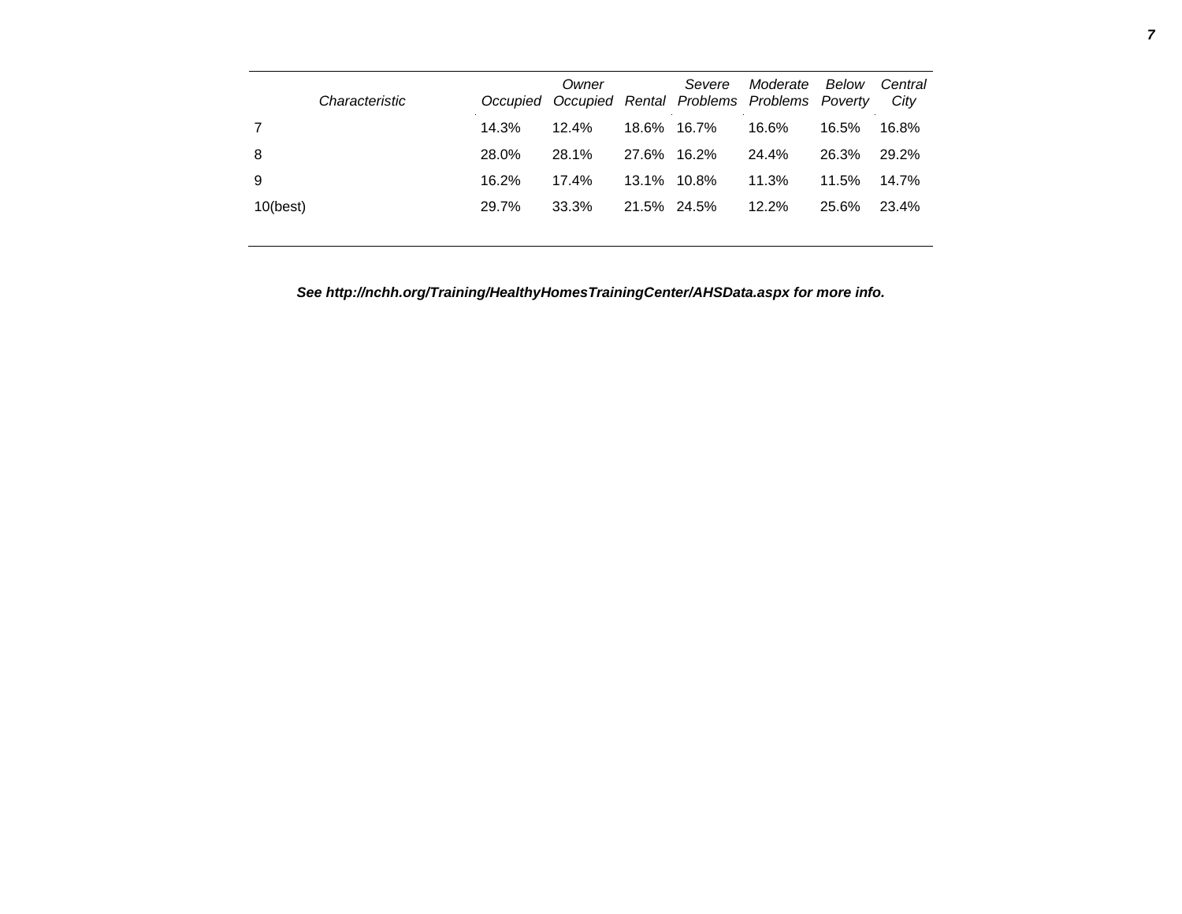| Characteristic | Occupied | Owner Occupied | Rental | Severe Problems | Moderate Problems | Below Poverty | Central City |
|---|---|---|---|---|---|---|---|
| 7 | 14.3% | 12.4% | 18.6% | 16.7% | 16.6% | 16.5% | 16.8% |
| 8 | 28.0% | 28.1% | 27.6% | 16.2% | 24.4% | 26.3% | 29.2% |
| 9 | 16.2% | 17.4% | 13.1% | 10.8% | 11.3% | 11.5% | 14.7% |
| 10(best) | 29.7% | 33.3% | 21.5% | 24.5% | 12.2% | 25.6% | 23.4% |

***See http://nchh.org/Training/HealthyHomesTrainingCenter/AHSData.aspx for more info.***